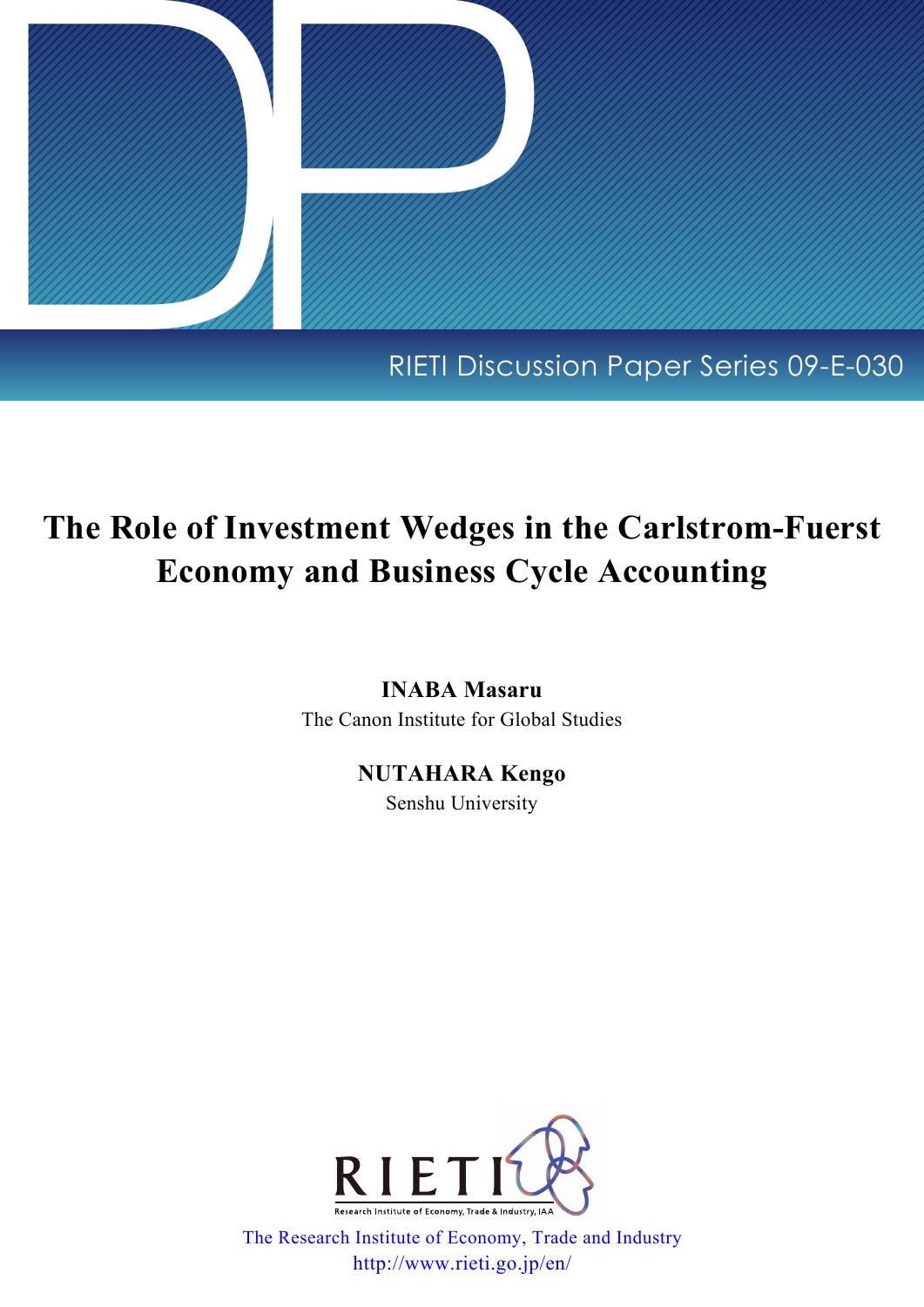RIETI Discussion Paper Series 09-E-030

# The Role of Investment Wedges in the Carlstrom-Fuerst Economy and Business Cycle Accounting

**INABA Masaru**
The Canon Institute for Global Studies

**NUTAHARA Kengo**
Senshu University

RIETI

Research Institute of Economy, Trade & Industry, IAA

The Research Institute of Economy, Trade and Industry
http://www.rieti.go.jp/en/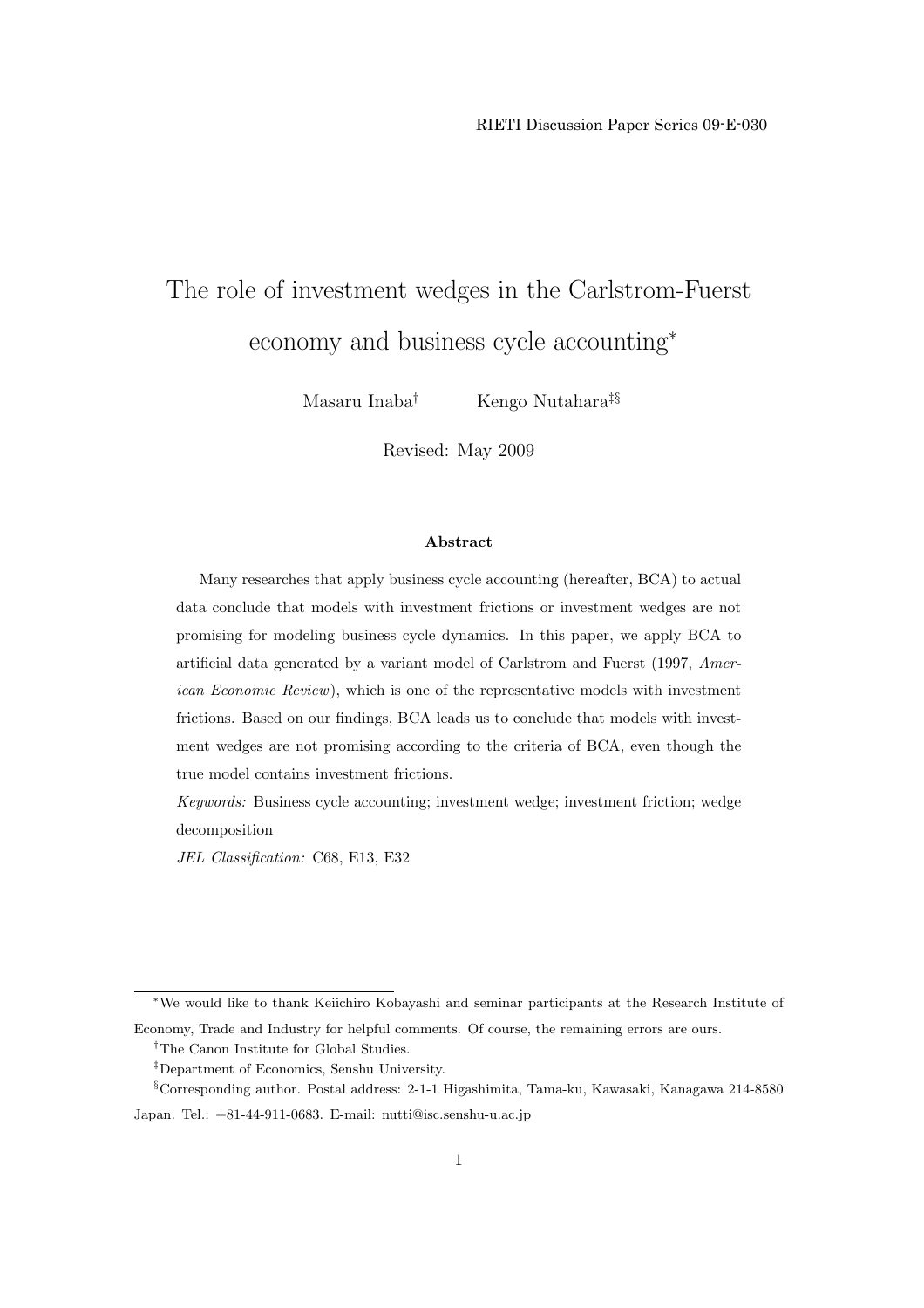# The role of investment wedges in the Carlstrom-Fuerst economy and business cycle accounting[*]

Masaru Inaba[†] Kengo Nutahara[‡§]

Revised: May 2009

### Abstract

Many researches that apply business cycle accounting (hereafter, BCA) to actual data conclude that models with investment frictions or investment wedges are not promising for modeling business cycle dynamics. In this paper, we apply BCA to artificial data generated by a variant model of Carlstrom and Fuerst (1997, *American Economic Review*), which is one of the representative models with investment frictions. Based on our findings, BCA leads us to conclude that models with investment wedges are not promising according to the criteria of BCA, even though the true model contains investment frictions.

*Keywords:* Business cycle accounting; investment wedge; investment friction; wedge decomposition

*JEL Classification:* C68, E13, E32

---

[*] We would like to thank Keiichiro Kobayashi and seminar participants at the Research Institute of Economy, Trade and Industry for helpful comments. Of course, the remaining errors are ours.

[†] The Canon Institute for Global Studies.

[‡] Department of Economics, Senshu University.

[§] Corresponding author. Postal address: 2-1-1 Higashimita, Tama-ku, Kawasaki, Kanagawa 214-8580 Japan. Tel.: +81-44-911-0683. E-mail: nutti@isc.senshu-u.ac.jp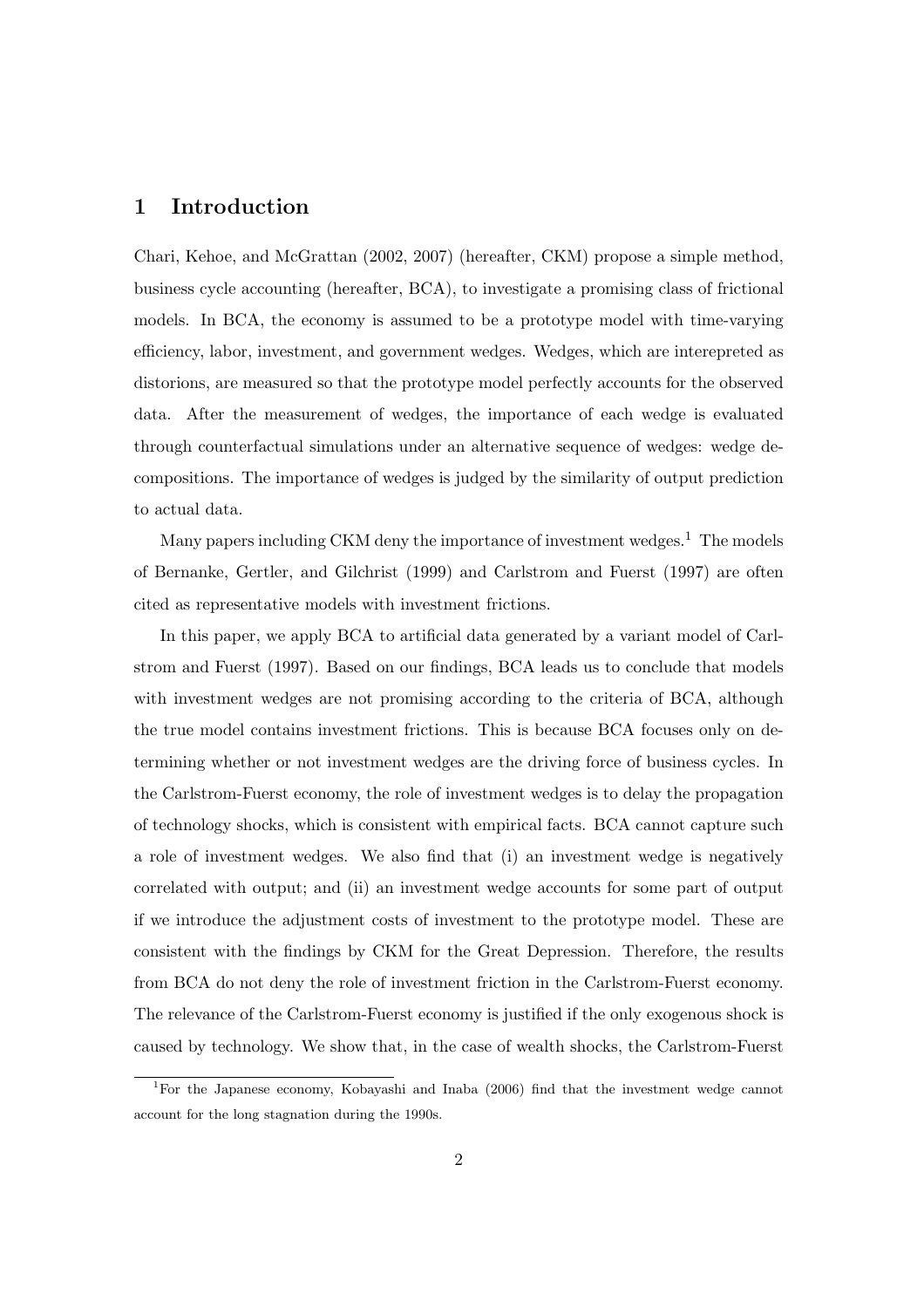# 1 Introduction

Chari, Kehoe, and McGrattan (2002, 2007) (hereafter, CKM) propose a simple method, business cycle accounting (hereafter, BCA), to investigate a promising class of frictional models. In BCA, the economy is assumed to be a prototype model with time-varying efficiency, labor, investment, and government wedges. Wedges, which are interepreted as distorions, are measured so that the prototype model perfectly accounts for the observed data. After the measurement of wedges, the importance of each wedge is evaluated through counterfactual simulations under an alternative sequence of wedges: wedge decompositions. The importance of wedges is judged by the similarity of output prediction to actual data.

Many papers including CKM deny the importance of investment wedges.[1] The models of Bernanke, Gertler, and Gilchrist (1999) and Carlstrom and Fuerst (1997) are often cited as representative models with investment frictions.

In this paper, we apply BCA to artificial data generated by a variant model of Carlstrom and Fuerst (1997). Based on our findings, BCA leads us to conclude that models with investment wedges are not promising according to the criteria of BCA, although the true model contains investment frictions. This is because BCA focuses only on determining whether or not investment wedges are the driving force of business cycles. In the Carlstrom-Fuerst economy, the role of investment wedges is to delay the propagation of technology shocks, which is consistent with empirical facts. BCA cannot capture such a role of investment wedges. We also find that (i) an investment wedge is negatively correlated with output; and (ii) an investment wedge accounts for some part of output if we introduce the adjustment costs of investment to the prototype model. These are consistent with the findings by CKM for the Great Depression. Therefore, the results from BCA do not deny the role of investment friction in the Carlstrom-Fuerst economy. The relevance of the Carlstrom-Fuerst economy is justified if the only exogenous shock is caused by technology. We show that, in the case of wealth shocks, the Carlstrom-Fuerst

[1] For the Japanese economy, Kobayashi and Inaba (2006) find that the investment wedge cannot account for the long stagnation during the 1990s.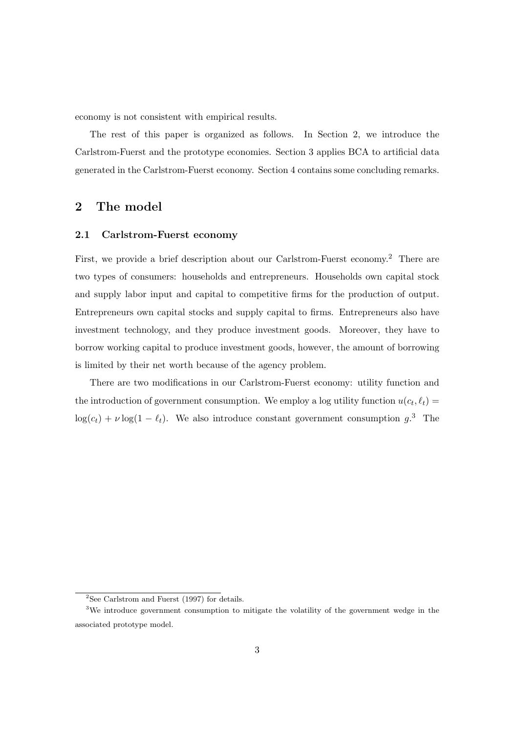economy is not consistent with empirical results.

The rest of this paper is organized as follows. In Section 2, we introduce the Carlstrom-Fuerst and the prototype economies. Section 3 applies BCA to artificial data generated in the Carlstrom-Fuerst economy. Section 4 contains some concluding remarks.

# 2 The model

## 2.1 Carlstrom-Fuerst economy

First, we provide a brief description about our Carlstrom-Fuerst economy.[2] There are two types of consumers: households and entrepreneurs. Households own capital stock and supply labor input and capital to competitive firms for the production of output. Entrepreneurs own capital stocks and supply capital to firms. Entrepreneurs also have investment technology, and they produce investment goods. Moreover, they have to borrow working capital to produce investment goods, however, the amount of borrowing is limited by their net worth because of the agency problem.

There are two modifications in our Carlstrom-Fuerst economy: utility function and the introduction of government consumption. We employ a log utility function $u(c_t, \ell_t) = \log(c_t) + \nu \log(1 - \ell_t)$. We also introduce constant government consumption $g$.[3] The

---

[2] See Carlstrom and Fuerst (1997) for details.

[3] We introduce government consumption to mitigate the volatility of the government wedge in the associated prototype model.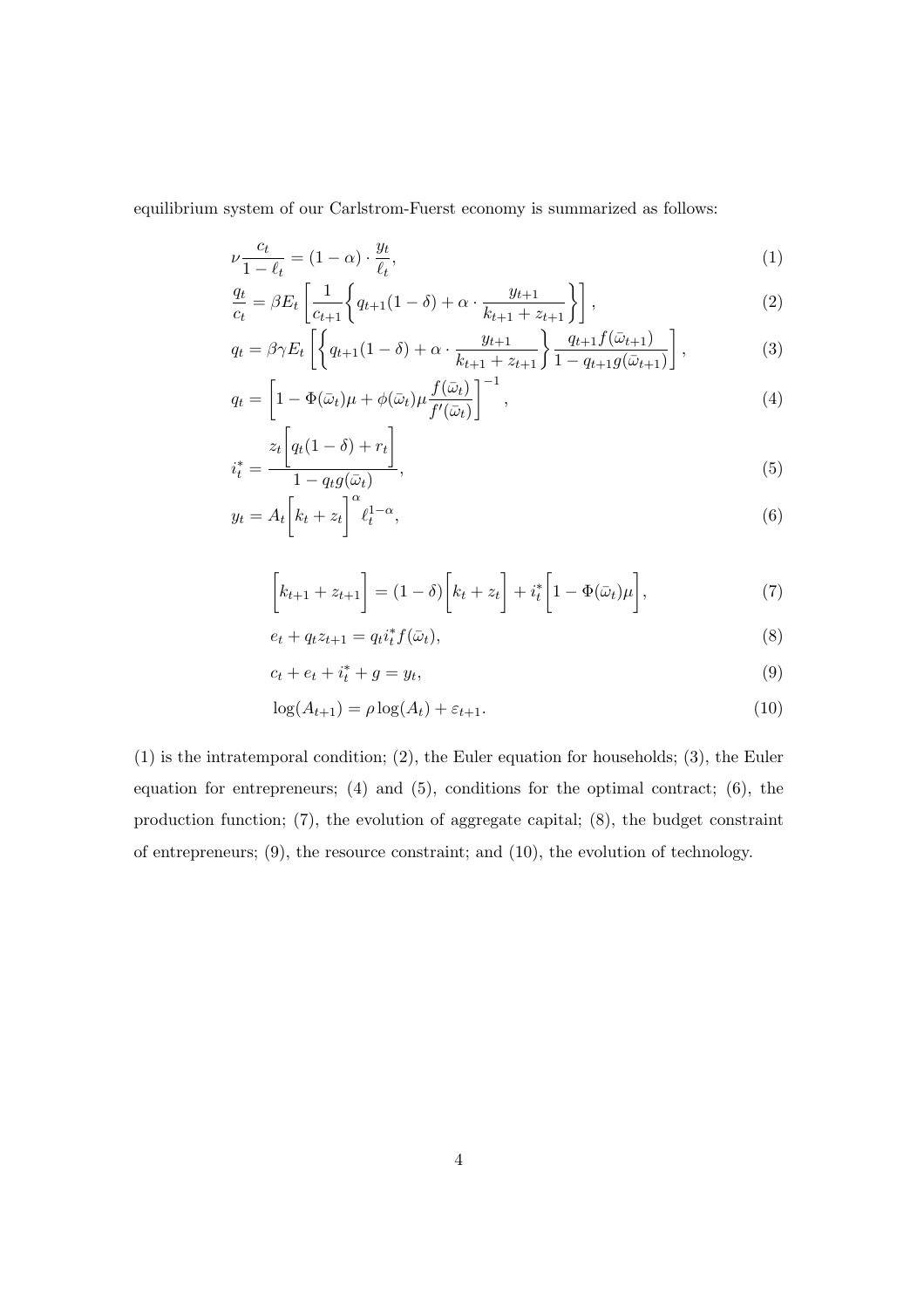equilibrium system of our Carlstrom-Fuerst economy is summarized as follows:

$$\nu \frac{c_t}{1-\ell_t} = (1-\alpha) \cdot \frac{y_t}{\ell_t}, \tag{1}$$

$$\frac{q_t}{c_t} = \beta E_t \left[ \frac{1}{c_{t+1}} \left\{ q_{t+1}(1-\delta) + \alpha \cdot \frac{y_{t+1}}{k_{t+1}+z_{t+1}} \right\} \right], \tag{2}$$

$$q_t = \beta \gamma E_t \left[ \left\{ q_{t+1}(1-\delta) + \alpha \cdot \frac{y_{t+1}}{k_{t+1}+z_{t+1}} \right\} \frac{q_{t+1} f(\bar{\omega}_{t+1})}{1 - q_{t+1} g(\bar{\omega}_{t+1})} \right], \tag{3}$$

$$q_t = \left[ 1 - \Phi(\bar{\omega}_t)\mu + \phi(\bar{\omega}_t)\mu \frac{f(\bar{\omega}_t)}{f'(\bar{\omega}_t)} \right]^{-1}, \tag{4}$$

$$i_t^* = \frac{z_t \left[ q_t(1-\delta) + r_t \right]}{1 - q_t g(\bar{\omega}_t)}, \tag{5}$$

$$y_t = A_t \left[ k_t + z_t \right]^{\alpha} \ell_t^{1-\alpha}, \tag{6}$$

$$\left[ k_{t+1} + z_{t+1} \right] = (1-\delta) \left[ k_t + z_t \right] + i_t^* \left[ 1 - \Phi(\bar{\omega}_t)\mu \right], \tag{7}$$

$$e_t + q_t z_{t+1} = q_t i_t^* f(\bar{\omega}_t), \tag{8}$$

$$c_t + e_t + i_t^* + g = y_t, \tag{9}$$

$$\log(A_{t+1}) = \rho \log(A_t) + \varepsilon_{t+1}. \tag{10}$$

(1) is the intratemporal condition; (2), the Euler equation for households; (3), the Euler equation for entrepreneurs; (4) and (5), conditions for the optimal contract; (6), the production function; (7), the evolution of aggregate capital; (8), the budget constraint of entrepreneurs; (9), the resource constraint; and (10), the evolution of technology.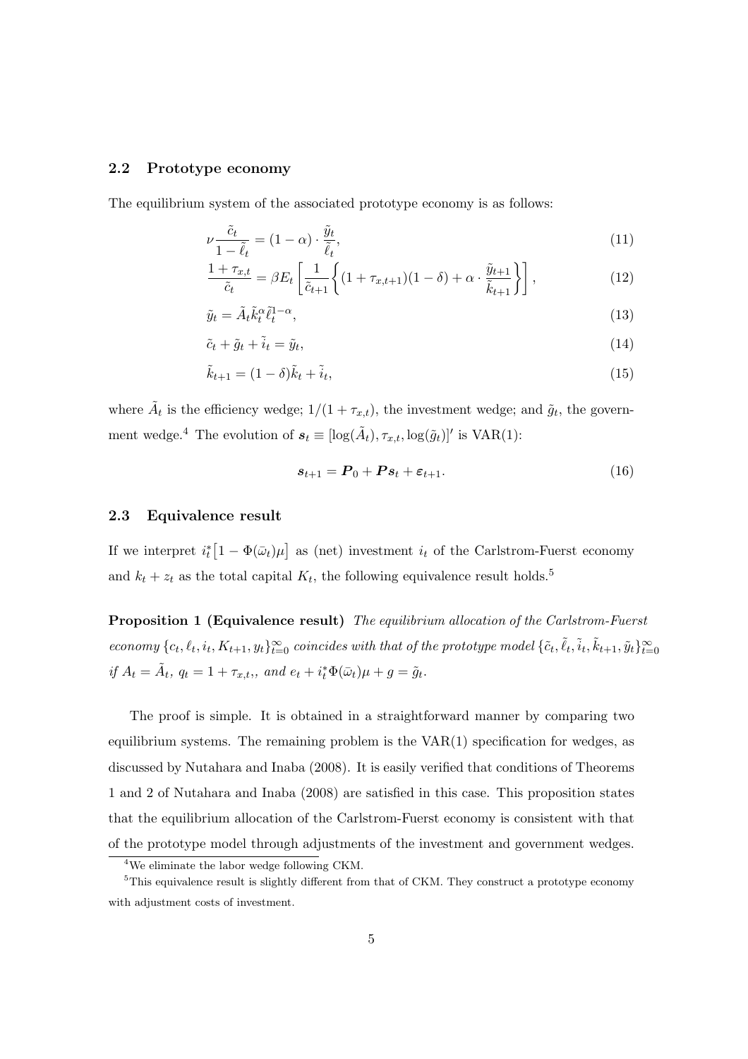### 2.2 Prototype economy

The equilibrium system of the associated prototype economy is as follows:

$$\nu \frac{\tilde{c}_t}{1-\tilde{\ell}_t} = (1-\alpha) \cdot \frac{\tilde{y}_t}{\tilde{\ell}_t}, \tag{11}$$

$$\frac{1+\tau_{x,t}}{\tilde{c}_t} = \beta E_t \left[ \frac{1}{\tilde{c}_{t+1}} \left\{ (1+\tau_{x,t+1})(1-\delta) + \alpha \cdot \frac{\tilde{y}_{t+1}}{\tilde{k}_{t+1}} \right\} \right], \tag{12}$$

$$\tilde{y}_t = \tilde{A}_t \tilde{k}_t^{\alpha} \tilde{\ell}_t^{1-\alpha}, \tag{13}$$

$$\tilde{c}_t + \tilde{g}_t + \tilde{i}_t = \tilde{y}_t, \tag{14}$$

$$\tilde{k}_{t+1} = (1-\delta)\tilde{k}_t + \tilde{i}_t, \tag{15}$$

where $\tilde{A}_t$ is the efficiency wedge; $1/(1+\tau_{x,t})$, the investment wedge; and $\tilde{g}_t$, the government wedge.[4] The evolution of $\boldsymbol{s}_t \equiv [\log(\tilde{A}_t), \tau_{x,t}, \log(\tilde{g}_t)]'$ is VAR(1):

$$\boldsymbol{s}_{t+1} = \boldsymbol{P}_0 + \boldsymbol{P}\boldsymbol{s}_t + \boldsymbol{\varepsilon}_{t+1}. \tag{16}$$

### 2.3 Equivalence result

If we interpret $i_t^* \big[1 - \Phi(\bar{\omega}_t)\mu\big]$ as (net) investment $i_t$ of the Carlstrom-Fuerst economy and $k_t + z_t$ as the total capital $K_t$, the following equivalence result holds.[5]

**Proposition 1 (Equivalence result)** *The equilibrium allocation of the Carlstrom-Fuerst economy $\{c_t, \ell_t, i_t, K_{t+1}, y_t\}_{t=0}^{\infty}$ coincides with that of the prototype model $\{\tilde{c}_t, \tilde{\ell}_t, \tilde{i}_t, \tilde{k}_{t+1}, \tilde{y}_t\}_{t=0}^{\infty}$ if $A_t = \tilde{A}_t$, $q_t = 1 + \tau_{x,t}$, and $e_t + i_t^* \Phi(\bar{\omega}_t)\mu + g = \tilde{g}_t$.*

The proof is simple. It is obtained in a straightforward manner by comparing two equilibrium systems. The remaining problem is the VAR(1) specification for wedges, as discussed by Nutahara and Inaba (2008). It is easily verified that conditions of Theorems 1 and 2 of Nutahara and Inaba (2008) are satisfied in this case. This proposition states that the equilibrium allocation of the Carlstrom-Fuerst economy is consistent with that of the prototype model through adjustments of the investment and government wedges.

[4] We eliminate the labor wedge following CKM.

[5] This equivalence result is slightly different from that of CKM. They construct a prototype economy with adjustment costs of investment.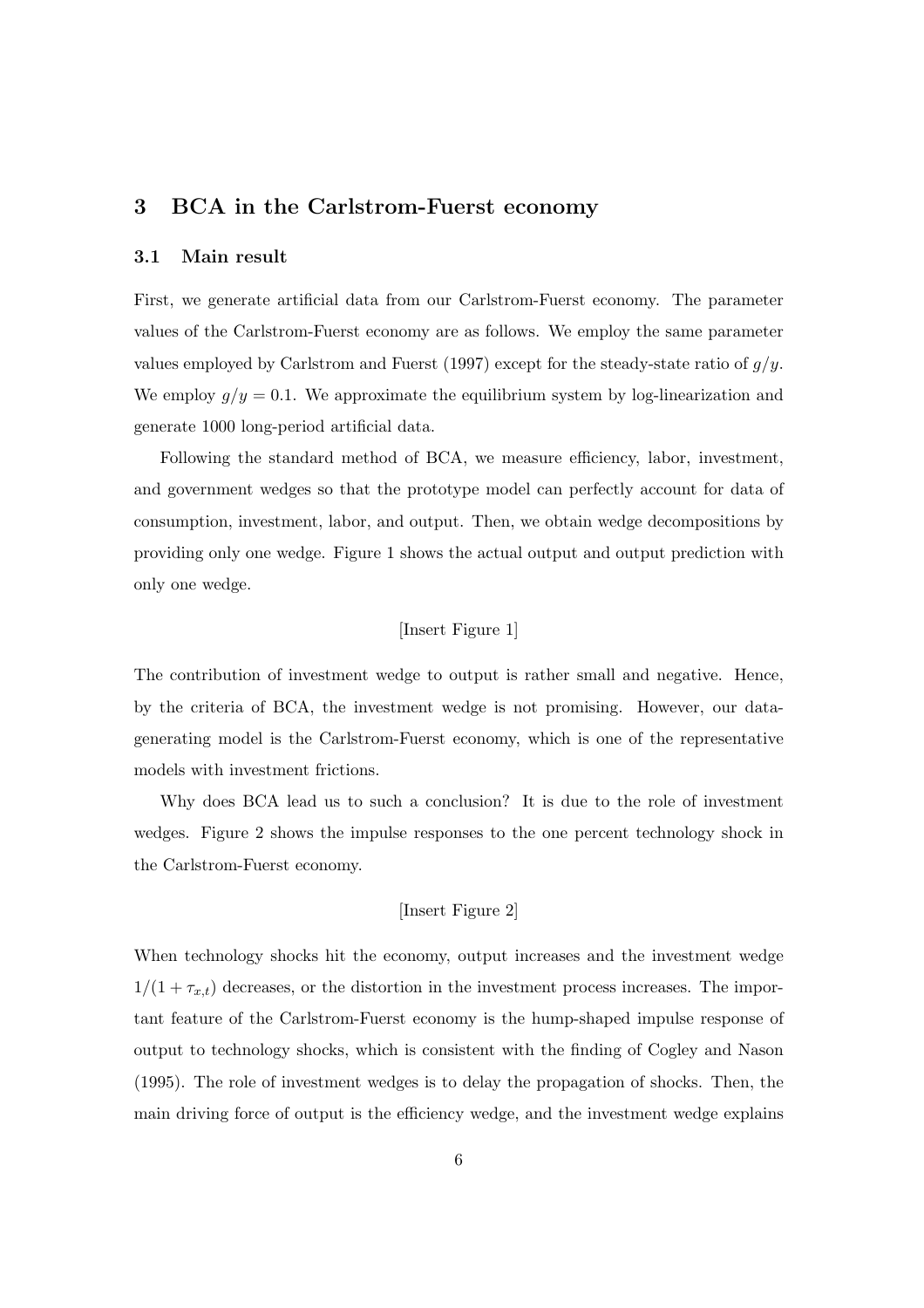## 3 BCA in the Carlstrom-Fuerst economy

### 3.1 Main result

First, we generate artificial data from our Carlstrom-Fuerst economy. The parameter values of the Carlstrom-Fuerst economy are as follows. We employ the same parameter values employed by Carlstrom and Fuerst (1997) except for the steady-state ratio of $g/y$. We employ $g/y = 0.1$. We approximate the equilibrium system by log-linearization and generate 1000 long-period artificial data.

Following the standard method of BCA, we measure efficiency, labor, investment, and government wedges so that the prototype model can perfectly account for data of consumption, investment, labor, and output. Then, we obtain wedge decompositions by providing only one wedge. Figure 1 shows the actual output and output prediction with only one wedge.

[Insert Figure 1]

The contribution of investment wedge to output is rather small and negative. Hence, by the criteria of BCA, the investment wedge is not promising. However, our data-generating model is the Carlstrom-Fuerst economy, which is one of the representative models with investment frictions.

Why does BCA lead us to such a conclusion? It is due to the role of investment wedges. Figure 2 shows the impulse responses to the one percent technology shock in the Carlstrom-Fuerst economy.

[Insert Figure 2]

When technology shocks hit the economy, output increases and the investment wedge $1/(1 + \tau_{x,t})$ decreases, or the distortion in the investment process increases. The important feature of the Carlstrom-Fuerst economy is the hump-shaped impulse response of output to technology shocks, which is consistent with the finding of Cogley and Nason (1995). The role of investment wedges is to delay the propagation of shocks. Then, the main driving force of output is the efficiency wedge, and the investment wedge explains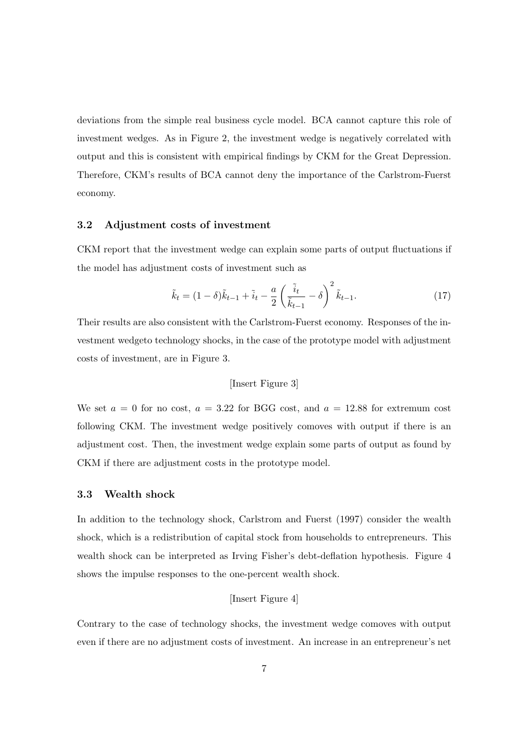deviations from the simple real business cycle model. BCA cannot capture this role of investment wedges. As in Figure 2, the investment wedge is negatively correlated with output and this is consistent with empirical findings by CKM for the Great Depression. Therefore, CKM's results of BCA cannot deny the importance of the Carlstrom-Fuerst economy.

### 3.2 Adjustment costs of investment

CKM report that the investment wedge can explain some parts of output fluctuations if the model has adjustment costs of investment such as

$$\tilde{k}_t = (1-\delta)\tilde{k}_{t-1} + \tilde{i}_t - \frac{a}{2}\left(\frac{\tilde{i}_t}{\tilde{k}_{t-1}} - \delta\right)^2 \tilde{k}_{t-1}. \tag{17}$$

Their results are also consistent with the Carlstrom-Fuerst economy. Responses of the investment wedgeto technology shocks, in the case of the prototype model with adjustment costs of investment, are in Figure 3.

[Insert Figure 3]

We set $a = 0$ for no cost, $a = 3.22$ for BGG cost, and $a = 12.88$ for extremum cost following CKM. The investment wedge positively comoves with output if there is an adjustment cost. Then, the investment wedge explain some parts of output as found by CKM if there are adjustment costs in the prototype model.

### 3.3 Wealth shock

In addition to the technology shock, Carlstrom and Fuerst (1997) consider the wealth shock, which is a redistribution of capital stock from households to entrepreneurs. This wealth shock can be interpreted as Irving Fisher's debt-deflation hypothesis. Figure 4 shows the impulse responses to the one-percent wealth shock.

[Insert Figure 4]

Contrary to the case of technology shocks, the investment wedge comoves with output even if there are no adjustment costs of investment. An increase in an entrepreneur's net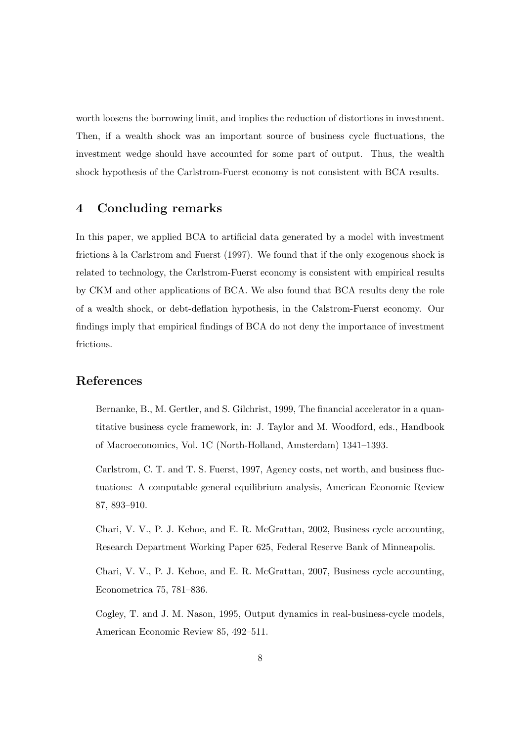worth loosens the borrowing limit, and implies the reduction of distortions in investment. Then, if a wealth shock was an important source of business cycle fluctuations, the investment wedge should have accounted for some part of output. Thus, the wealth shock hypothesis of the Carlstrom-Fuerst economy is not consistent with BCA results.

## 4 Concluding remarks

In this paper, we applied BCA to artificial data generated by a model with investment frictions à la Carlstrom and Fuerst (1997). We found that if the only exogenous shock is related to technology, the Carlstrom-Fuerst economy is consistent with empirical results by CKM and other applications of BCA. We also found that BCA results deny the role of a wealth shock, or debt-deflation hypothesis, in the Calstrom-Fuerst economy. Our findings imply that empirical findings of BCA do not deny the importance of investment frictions.

## References

Bernanke, B., M. Gertler, and S. Gilchrist, 1999, The financial accelerator in a quantitative business cycle framework, in: J. Taylor and M. Woodford, eds., Handbook of Macroeconomics, Vol. 1C (North-Holland, Amsterdam) 1341–1393.

Carlstrom, C. T. and T. S. Fuerst, 1997, Agency costs, net worth, and business fluctuations: A computable general equilibrium analysis, American Economic Review 87, 893–910.

Chari, V. V., P. J. Kehoe, and E. R. McGrattan, 2002, Business cycle accounting, Research Department Working Paper 625, Federal Reserve Bank of Minneapolis.

Chari, V. V., P. J. Kehoe, and E. R. McGrattan, 2007, Business cycle accounting, Econometrica 75, 781–836.

Cogley, T. and J. M. Nason, 1995, Output dynamics in real-business-cycle models, American Economic Review 85, 492–511.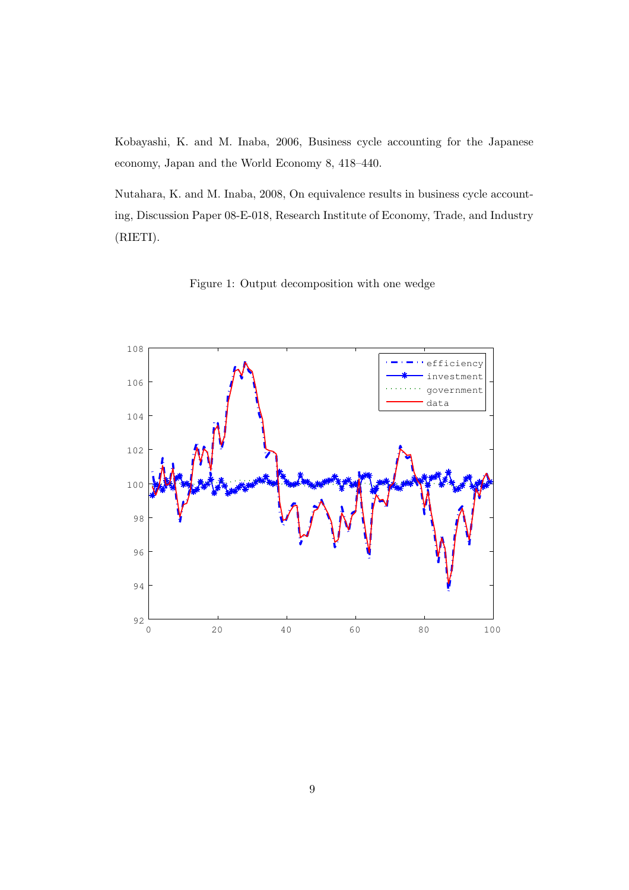Kobayashi, K. and M. Inaba, 2006, Business cycle accounting for the Japanese economy, Japan and the World Economy 8, 418–440.

Nutahara, K. and M. Inaba, 2008, On equivalence results in business cycle accounting, Discussion Paper 08-E-018, Research Institute of Economy, Trade, and Industry (RIETI).

Figure 1: Output decomposition with one wedge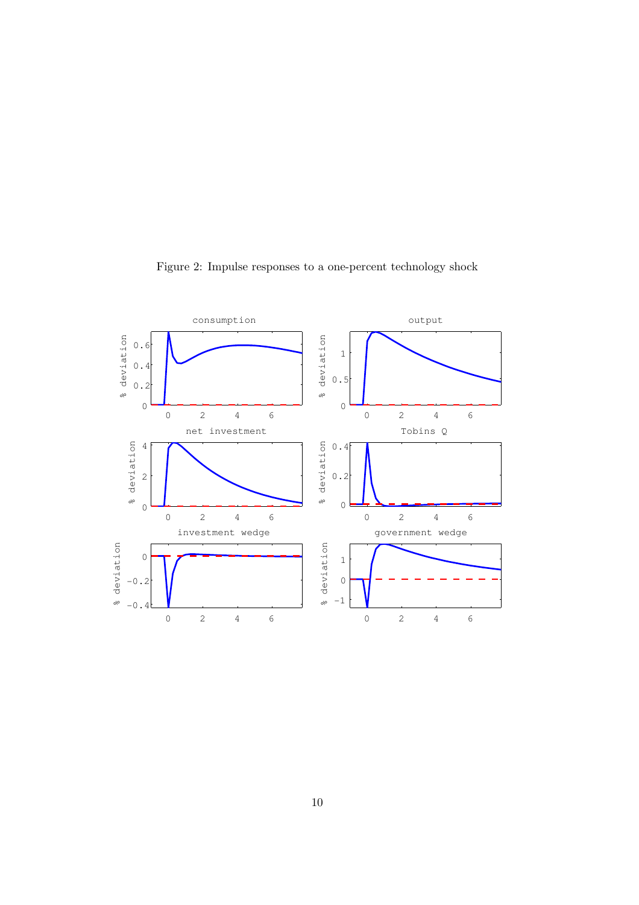Figure 2: Impulse responses to a one-percent technology shock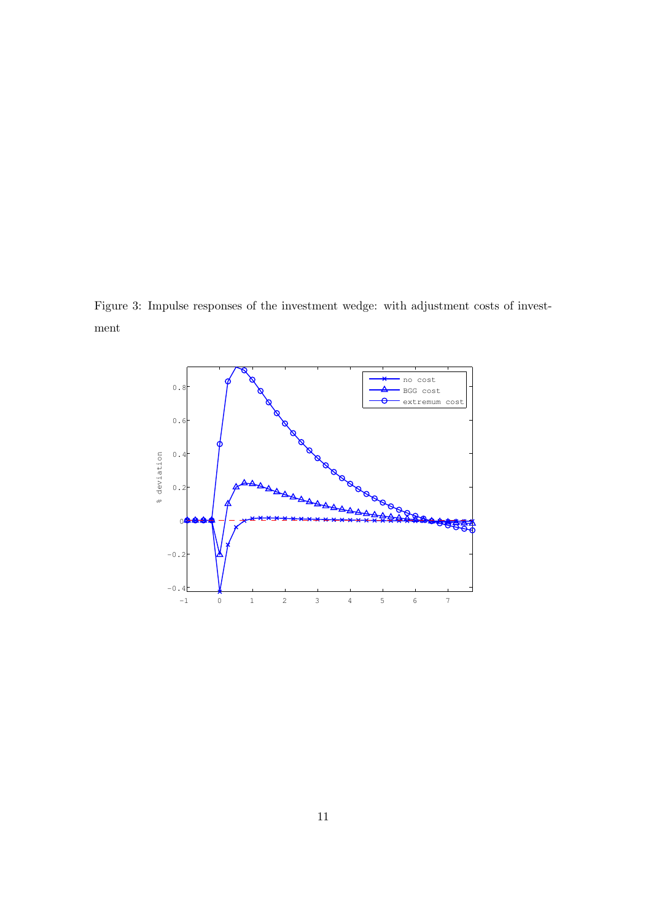Figure 3: Impulse responses of the investment wedge: with adjustment costs of investment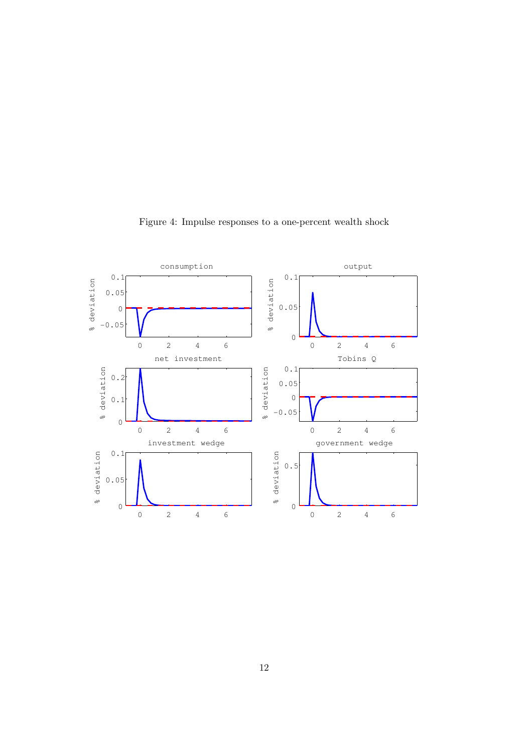Figure 4: Impulse responses to a one-percent wealth shock

consumption

% deviation

0.1
0.05
0
−0.05

0 2 4 6

output

% deviation

0.1
0.05
0

0 2 4 6

net investment

% deviation

0.2
0.1
0

0 2 4 6

Tobins Q

% deviation

0.1
0.05
0
−0.05

0 2 4 6

investment wedge

% deviation

0.1
0.05
0

0 2 4 6

government wedge

% deviation

0.5
0

0 2 4 6